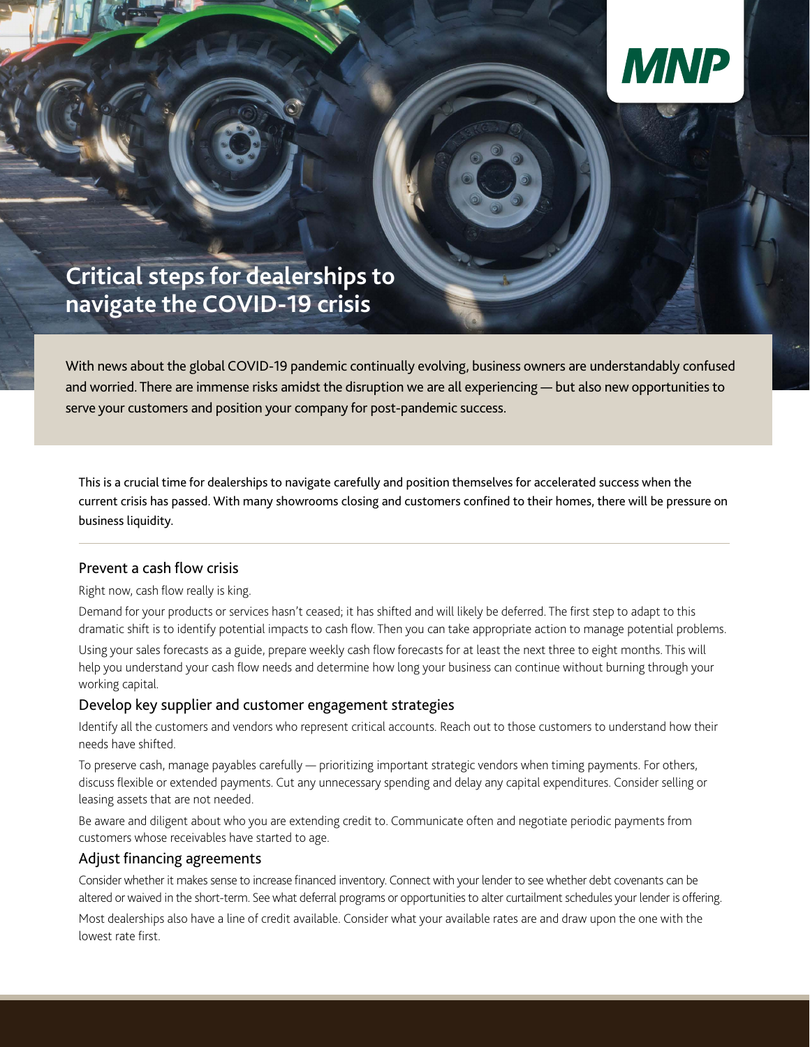# Critical steps for dealerships to navigate the COVID-19 crisis

With news about the global COVID-19 pandemic continually evolving, business owners are understandably confused and worried. There are immense risks amidst the disruption we are all experiencing — but also new opportunities to serve your customers and position your company for post-pandemic success.

This is a crucial time for dealerships to navigate carefully and position themselves for accelerated success when the current crisis has passed. With many showrooms closing and customers confined to their homes, there will be pressure on business liquidity.

## Prevent a cash flow crisis

Right now, cash flow really is king.

Demand for your products or services hasn't ceased; it has shifted and will likely be deferred. The first step to adapt to this dramatic shift is to identify potential impacts to cash flow. Then you can take appropriate action to manage potential problems.

Using your sales forecasts as a guide, prepare weekly cash flow forecasts for at least the next three to eight months. This will help you understand your cash flow needs and determine how long your business can continue without burning through your working capital.

## Develop key supplier and customer engagement strategies

Identify all the customers and vendors who represent critical accounts. Reach out to those customers to understand how their needs have shifted.

To preserve cash, manage payables carefully — prioritizing important strategic vendors when timing payments. For others, discuss flexible or extended payments. Cut any unnecessary spending and delay any capital expenditures. Consider selling or leasing assets that are not needed.

Be aware and diligent about who you are extending credit to. Communicate often and negotiate periodic payments from customers whose receivables have started to age.

## Adjust financing agreements

Consider whether it makes sense to increase financed inventory. Connect with your lender to see whether debt covenants can be altered or waived in the short-term. See what deferral programs or opportunities to alter curtailment schedules your lender is offering.

Most dealerships also have a line of credit available. Consider what your available rates are and draw upon the one with the lowest rate first.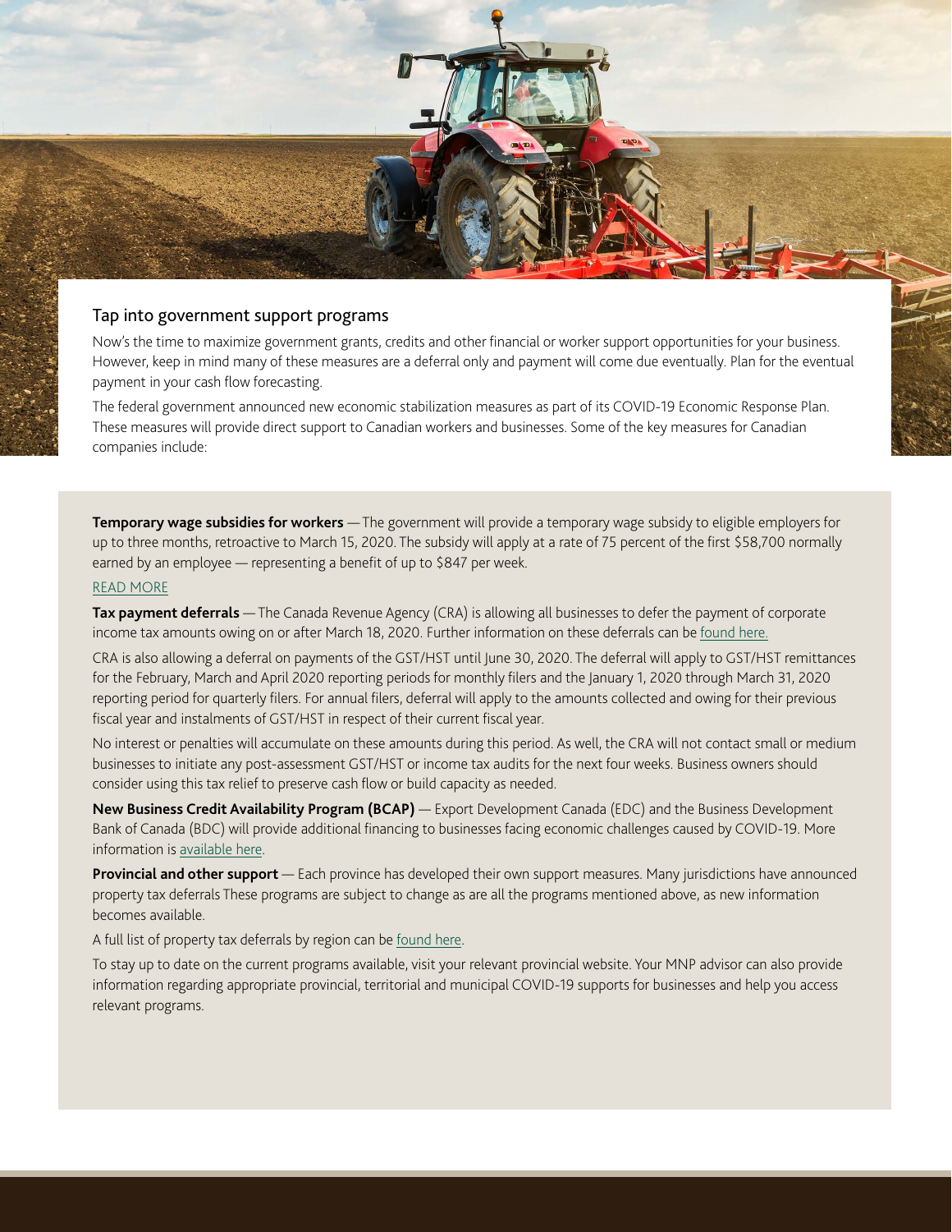## Tap into government support programs

Now's the time to maximize government grants, credits and other financial or worker support opportunities for your business. However, keep in mind many of these measures are a deferral only and payment will come due eventually. Plan for the eventual payment in your cash flow forecasting.

The federal government announced new economic stabilization measures as part of its COVID-19 Economic Response Plan. These measures will provide direct support to Canadian workers and businesses. Some of the key measures for Canadian companies include:

**Temporary wage subsidies for workers** — The government will provide a temporary wage subsidy to eligible employers for up to three months, retroactive to March 15, 2020. The subsidy will apply at a rate of 75 percent of the first $58,700 normally earned by an employee — representing a benefit of up to $847 per week.

READ MORE

**Tax payment deferrals** — The Canada Revenue Agency (CRA) is allowing all businesses to defer the payment of corporate income tax amounts owing on or after March 18, 2020. Further information on these deferrals can be found here.

CRA is also allowing a deferral on payments of the GST/HST until June 30, 2020. The deferral will apply to GST/HST remittances for the February, March and April 2020 reporting periods for monthly filers and the January 1, 2020 through March 31, 2020 reporting period for quarterly filers. For annual filers, deferral will apply to the amounts collected and owing for their previous fiscal year and instalments of GST/HST in respect of their current fiscal year.

No interest or penalties will accumulate on these amounts during this period. As well, the CRA will not contact small or medium businesses to initiate any post-assessment GST/HST or income tax audits for the next four weeks. Business owners should consider using this tax relief to preserve cash flow or build capacity as needed.

**New Business Credit Availability Program (BCAP)** — Export Development Canada (EDC) and the Business Development Bank of Canada (BDC) will provide additional financing to businesses facing economic challenges caused by COVID-19. More information is available here.

**Provincial and other support** — Each province has developed their own support measures. Many jurisdictions have announced property tax deferrals These programs are subject to change as are all the programs mentioned above, as new information becomes available.

A full list of property tax deferrals by region can be found here.

To stay up to date on the current programs available, visit your relevant provincial website. Your MNP advisor can also provide information regarding appropriate provincial, territorial and municipal COVID-19 supports for businesses and help you access relevant programs.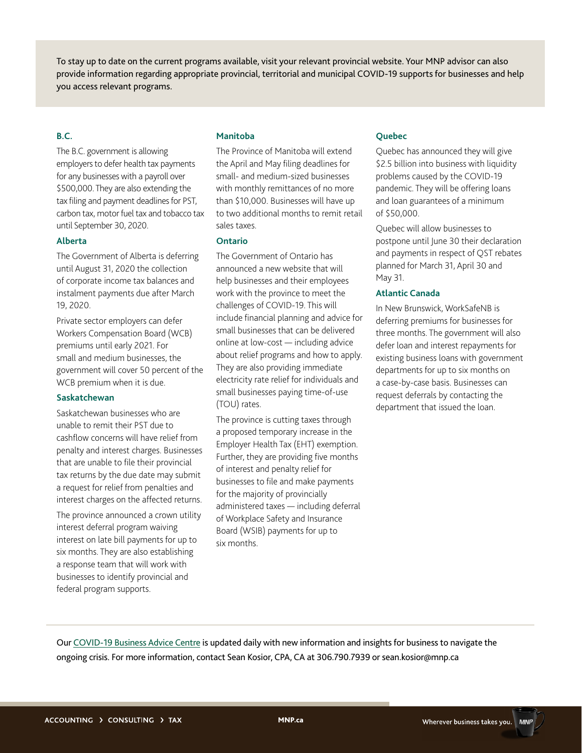To stay up to date on the current programs available, visit your relevant provincial website. Your MNP advisor can also provide information regarding appropriate provincial, territorial and municipal COVID-19 supports for businesses and help you access relevant programs.

### B.C.

The B.C. government is allowing employers to defer health tax payments for any businesses with a payroll over $500,000. They are also extending the tax filing and payment deadlines for PST, carbon tax, motor fuel tax and tobacco tax until September 30, 2020.

### Alberta

The Government of Alberta is deferring until August 31, 2020 the collection of corporate income tax balances and instalment payments due after March 19, 2020.

Private sector employers can defer Workers Compensation Board (WCB) premiums until early 2021. For small and medium businesses, the government will cover 50 percent of the WCB premium when it is due.

### Saskatchewan

Saskatchewan businesses who are unable to remit their PST due to cashflow concerns will have relief from penalty and interest charges. Businesses that are unable to file their provincial tax returns by the due date may submit a request for relief from penalties and interest charges on the affected returns.

The province announced a crown utility interest deferral program waiving interest on late bill payments for up to six months. They are also establishing a response team that will work with businesses to identify provincial and federal program supports.

### Manitoba

The Province of Manitoba will extend the April and May filing deadlines for small- and medium-sized businesses with monthly remittances of no more than $10,000. Businesses will have up to two additional months to remit retail sales taxes.

### Ontario

The Government of Ontario has announced a new website that will help businesses and their employees work with the province to meet the challenges of COVID-19. This will include financial planning and advice for small businesses that can be delivered online at low-cost — including advice about relief programs and how to apply. They are also providing immediate electricity rate relief for individuals and small businesses paying time-of-use (TOU) rates.

The province is cutting taxes through a proposed temporary increase in the Employer Health Tax (EHT) exemption. Further, they are providing five months of interest and penalty relief for businesses to file and make payments for the majority of provincially administered taxes — including deferral of Workplace Safety and Insurance Board (WSIB) payments for up to six months.

### Quebec

Quebec has announced they will give $2.5 billion into business with liquidity problems caused by the COVID-19 pandemic. They will be offering loans and loan guarantees of a minimum of $50,000.

Quebec will allow businesses to postpone until June 30 their declaration and payments in respect of QST rebates planned for March 31, April 30 and May 31.

### Atlantic Canada

In New Brunswick, WorkSafeNB is deferring premiums for businesses for three months. The government will also defer loan and interest repayments for existing business loans with government departments for up to six months on a case-by-case basis. Businesses can request deferrals by contacting the department that issued the loan.

---

Our COVID-19 Business Advice Centre is updated daily with new information and insights for business to navigate the ongoing crisis. For more information, contact Sean Kosior, CPA, CA at 306.790.7939 or sean.kosior@mnp.ca